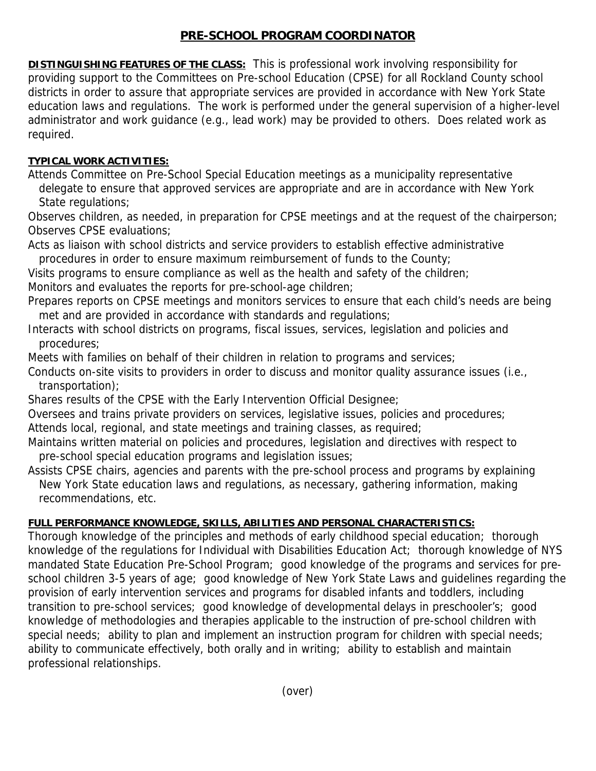# PRE-SCHOOL PROGRAM COORDINATOR

**DISTINGUISHING FEATURES OF THE CLASS:** This is professional work involving responsibility for providing support to the Committees on Pre-school Education (CPSE) for all Rockland County school districts in order to assure that appropriate services are provided in accordance with New York State education laws and regulations. The work is performed under the general supervision of a higher-level administrator and work guidance (e.g., lead work) may be provided to others. Does related work as required.

**TYPICAL WORK ACTIVITIES:**

Attends Committee on Pre-School Special Education meetings as a municipality representative delegate to ensure that approved services are appropriate and are in accordance with New York State regulations;

Observes children, as needed, in preparation for CPSE meetings and at the request of the chairperson;

Observes CPSE evaluations;

Acts as liaison with school districts and service providers to establish effective administrative procedures in order to ensure maximum reimbursement of funds to the County;

Visits programs to ensure compliance as well as the health and safety of the children;

Monitors and evaluates the reports for pre-school-age children;

Prepares reports on CPSE meetings and monitors services to ensure that each child's needs are being met and are provided in accordance with standards and regulations;

Interacts with school districts on programs, fiscal issues, services, legislation and policies and procedures;

Meets with families on behalf of their children in relation to programs and services;

Conducts on-site visits to providers in order to discuss and monitor quality assurance issues (i.e., transportation);

Shares results of the CPSE with the Early Intervention Official Designee;

Oversees and trains private providers on services, legislative issues, policies and procedures;

Attends local, regional, and state meetings and training classes, as required;

Maintains written material on policies and procedures, legislation and directives with respect to pre-school special education programs and legislation issues;

Assists CPSE chairs, agencies and parents with the pre-school process and programs by explaining New York State education laws and regulations, as necessary, gathering information, making recommendations, etc.

**FULL PERFORMANCE KNOWLEDGE, SKILLS, ABILITIES AND PERSONAL CHARACTERISTICS:**

Thorough knowledge of the principles and methods of early childhood special education; thorough knowledge of the regulations for Individual with Disabilities Education Act; thorough knowledge of NYS mandated State Education Pre-School Program; good knowledge of the programs and services for pre-school children 3-5 years of age; good knowledge of New York State Laws and guidelines regarding the provision of early intervention services and programs for disabled infants and toddlers, including transition to pre-school services; good knowledge of developmental delays in preschooler's; good knowledge of methodologies and therapies applicable to the instruction of pre-school children with special needs; ability to plan and implement an instruction program for children with special needs; ability to communicate effectively, both orally and in writing; ability to establish and maintain professional relationships.

(over)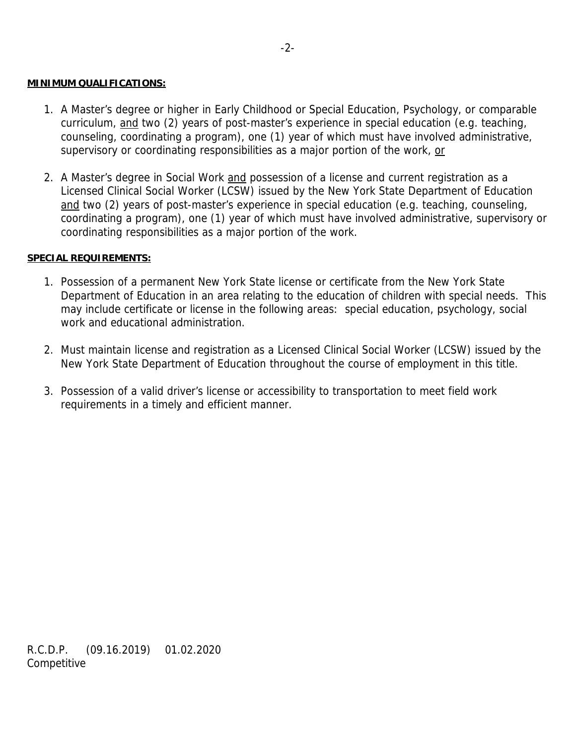**MINIMUM QUALIFICATIONS:**

1. A Master's degree or higher in Early Childhood or Special Education, Psychology, or comparable curriculum, and two (2) years of post-master's experience in special education (e.g. teaching, counseling, coordinating a program), one (1) year of which must have involved administrative, supervisory or coordinating responsibilities as a major portion of the work, or

2. A Master's degree in Social Work and possession of a license and current registration as a Licensed Clinical Social Worker (LCSW) issued by the New York State Department of Education and two (2) years of post-master's experience in special education (e.g. teaching, counseling, coordinating a program), one (1) year of which must have involved administrative, supervisory or coordinating responsibilities as a major portion of the work.

**SPECIAL REQUIREMENTS:**

1. Possession of a permanent New York State license or certificate from the New York State Department of Education in an area relating to the education of children with special needs. This may include certificate or license in the following areas: special education, psychology, social work and educational administration.

2. Must maintain license and registration as a Licensed Clinical Social Worker (LCSW) issued by the New York State Department of Education throughout the course of employment in this title.

3. Possession of a valid driver's license or accessibility to transportation to meet field work requirements in a timely and efficient manner.

R.C.D.P. (09.16.2019) 01.02.2020
Competitive